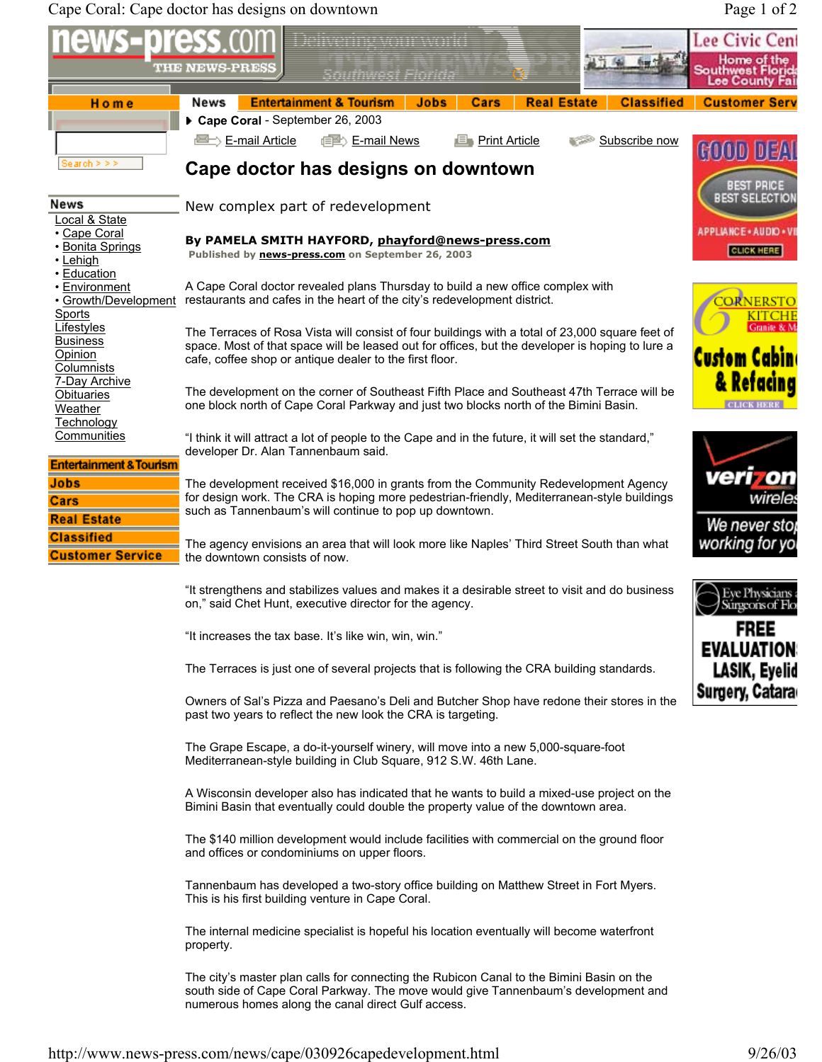▶ **Cape Coral** - September 26, 2003

# Cape doctor has designs on downtown

## New complex part of redevelopment

**By PAMELA SMITH HAYFORD, phayford@news-press.com**
**Published by news-press.com on September 26, 2003**

A Cape Coral doctor revealed plans Thursday to build a new office complex with restaurants and cafes in the heart of the city's redevelopment district.

The Terraces of Rosa Vista will consist of four buildings with a total of 23,000 square feet of space. Most of that space will be leased out for offices, but the developer is hoping to lure a cafe, coffee shop or antique dealer to the first floor.

The development on the corner of Southeast Fifth Place and Southeast 47th Terrace will be one block north of Cape Coral Parkway and just two blocks north of the Bimini Basin.

"I think it will attract a lot of people to the Cape and in the future, it will set the standard," developer Dr. Alan Tannenbaum said.

The development received $16,000 in grants from the Community Redevelopment Agency for design work. The CRA is hoping more pedestrian-friendly, Mediterranean-style buildings such as Tannenbaum's will continue to pop up downtown.

The agency envisions an area that will look more like Naples' Third Street South than what the downtown consists of now.

"It strengthens and stabilizes values and makes it a desirable street to visit and do business on," said Chet Hunt, executive director for the agency.

"It increases the tax base. It's like win, win, win."

The Terraces is just one of several projects that is following the CRA building standards.

Owners of Sal's Pizza and Paesano's Deli and Butcher Shop have redone their stores in the past two years to reflect the new look the CRA is targeting.

The Grape Escape, a do-it-yourself winery, will move into a new 5,000-square-foot Mediterranean-style building in Club Square, 912 S.W. 46th Lane.

A Wisconsin developer also has indicated that he wants to build a mixed-use project on the Bimini Basin that eventually could double the property value of the downtown area.

The $140 million development would include facilities with commercial on the ground floor and offices or condominiums on upper floors.

Tannenbaum has developed a two-story office building on Matthew Street in Fort Myers. This is his first building venture in Cape Coral.

The internal medicine specialist is hopeful his location eventually will become waterfront property.

The city's master plan calls for connecting the Rubicon Canal to the Bimini Basin on the south side of Cape Coral Parkway. The move would give Tannenbaum's development and numerous homes along the canal direct Gulf access.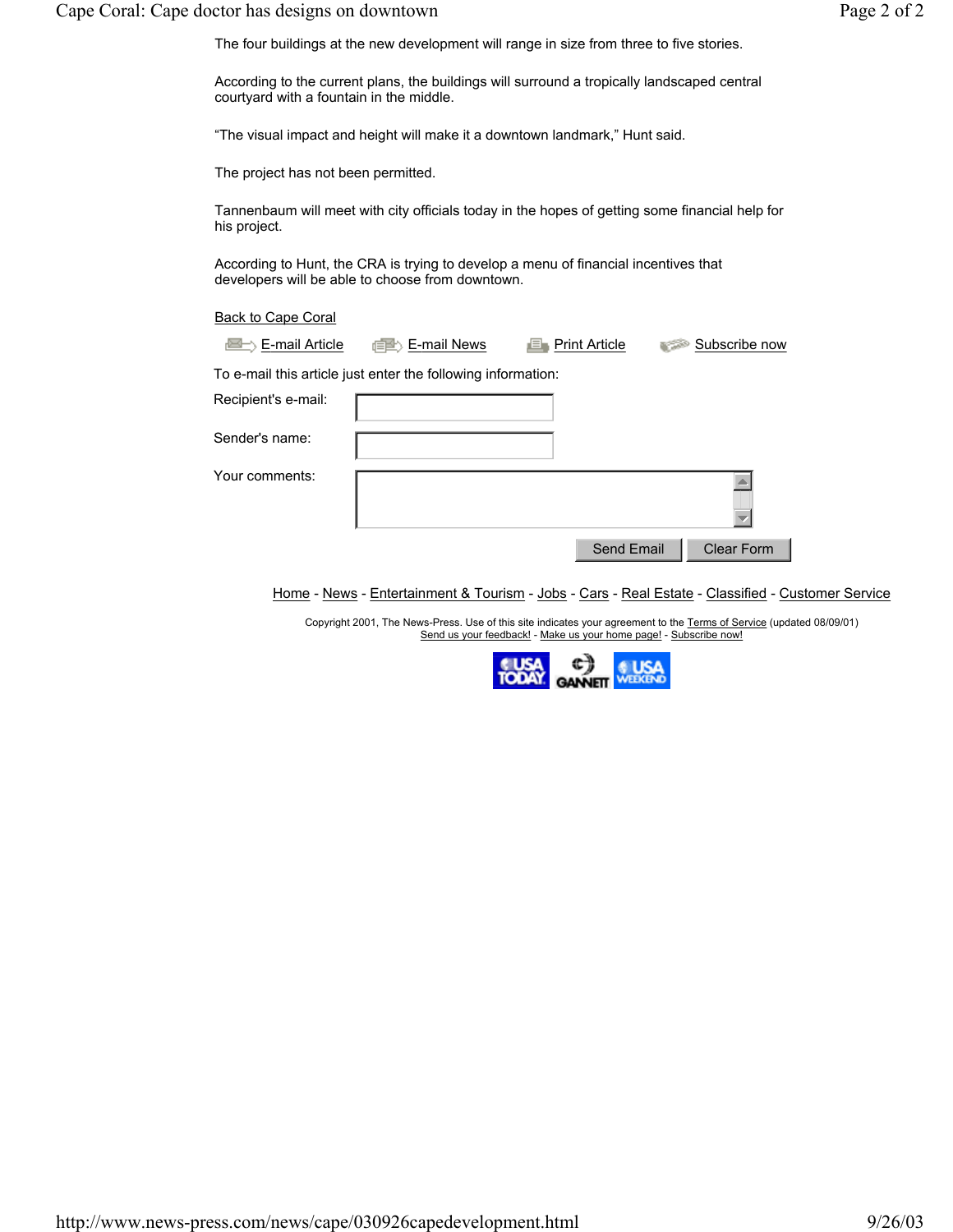The four buildings at the new development will range in size from three to five stories.

According to the current plans, the buildings will surround a tropically landscaped central courtyard with a fountain in the middle.

"The visual impact and height will make it a downtown landmark," Hunt said.

The project has not been permitted.

Tannenbaum will meet with city officials today in the hopes of getting some financial help for his project.

According to Hunt, the CRA is trying to develop a menu of financial incentives that developers will be able to choose from downtown.

Back to Cape Coral

E-mail Article | E-mail News | Print Article | Subscribe now

To e-mail this article just enter the following information:

Recipient's e-mail:

Sender's name:

Your comments:

Send Email | Clear Form

Home - News - Entertainment & Tourism - Jobs - Cars - Real Estate - Classified - Customer Service

Copyright 2001, The News-Press. Use of this site indicates your agreement to the Terms of Service (updated 08/09/01)
Send us your feedback! - Make us your home page! - Subscribe now!